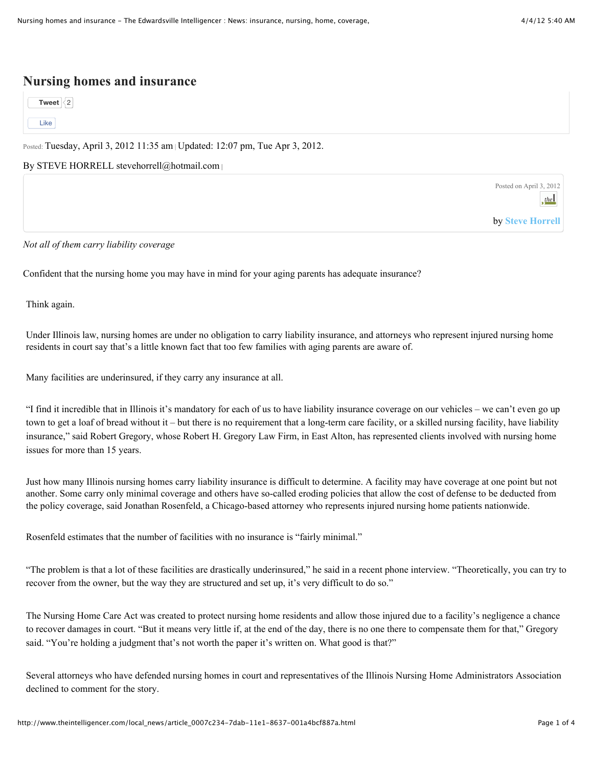# Nursing homes and insurance

Tweet 2

Like

Posted: Tuesday, April 3, 2012 11:35 am | Updated: 12:07 pm, Tue Apr 3, 2012.

By STEVE HORRELL stevehorrell@hotmail.com |

Posted on April 3, 2012

by Steve Horrell

*Not all of them carry liability coverage*

Confident that the nursing home you may have in mind for your aging parents has adequate insurance?

Think again.

Under Illinois law, nursing homes are under no obligation to carry liability insurance, and attorneys who represent injured nursing home residents in court say that's a little known fact that too few families with aging parents are aware of.

Many facilities are underinsured, if they carry any insurance at all.

"I find it incredible that in Illinois it's mandatory for each of us to have liability insurance coverage on our vehicles – we can't even go up town to get a loaf of bread without it – but there is no requirement that a long-term care facility, or a skilled nursing facility, have liability insurance," said Robert Gregory, whose Robert H. Gregory Law Firm, in East Alton, has represented clients involved with nursing home issues for more than 15 years.

Just how many Illinois nursing homes carry liability insurance is difficult to determine. A facility may have coverage at one point but not another. Some carry only minimal coverage and others have so-called eroding policies that allow the cost of defense to be deducted from the policy coverage, said Jonathan Rosenfeld, a Chicago-based attorney who represents injured nursing home patients nationwide.

Rosenfeld estimates that the number of facilities with no insurance is "fairly minimal."

"The problem is that a lot of these facilities are drastically underinsured," he said in a recent phone interview. "Theoretically, you can try to recover from the owner, but the way they are structured and set up, it's very difficult to do so."

The Nursing Home Care Act was created to protect nursing home residents and allow those injured due to a facility's negligence a chance to recover damages in court. "But it means very little if, at the end of the day, there is no one there to compensate them for that," Gregory said. "You're holding a judgment that's not worth the paper it's written on. What good is that?"

Several attorneys who have defended nursing homes in court and representatives of the Illinois Nursing Home Administrators Association declined to comment for the story.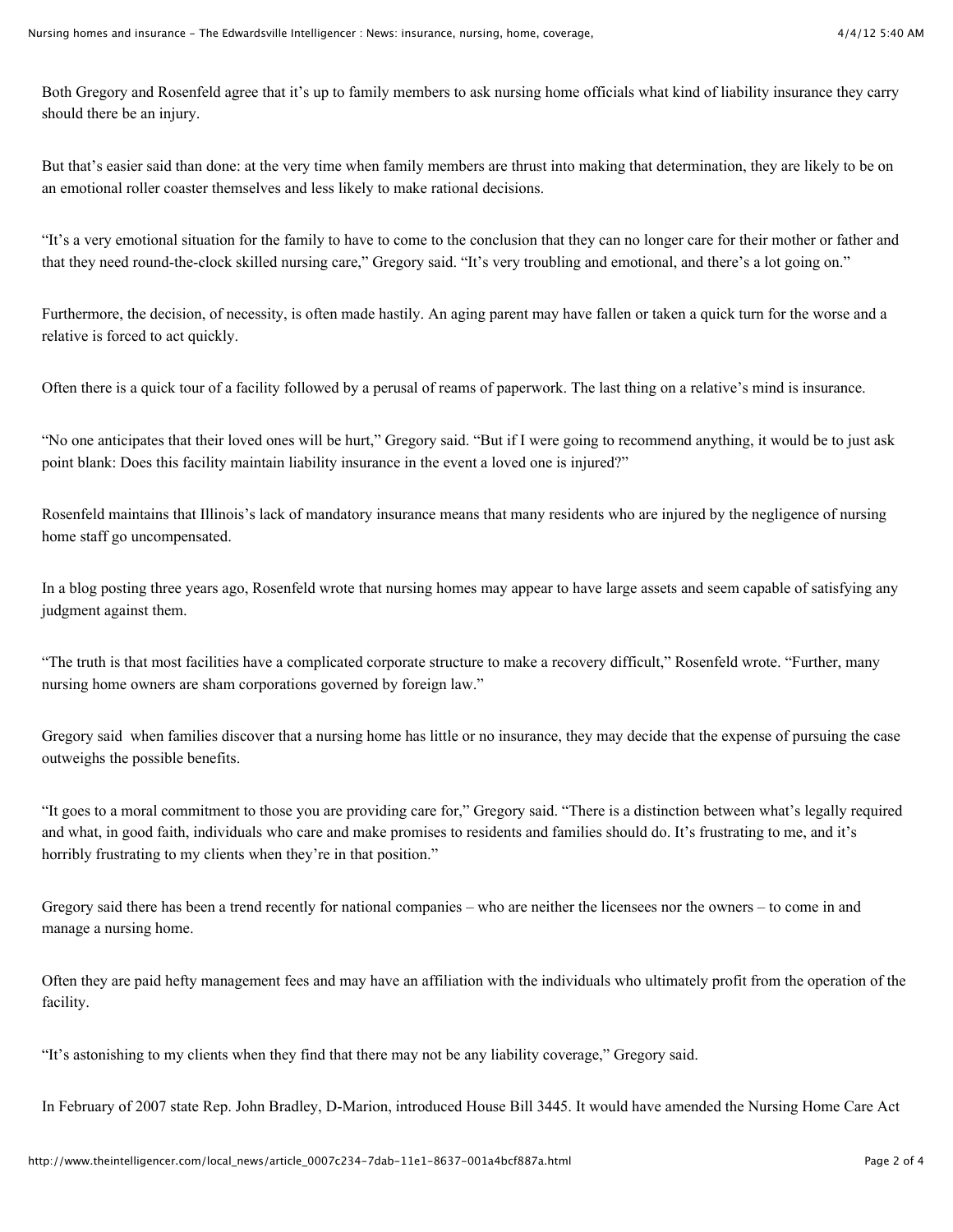Both Gregory and Rosenfeld agree that it's up to family members to ask nursing home officials what kind of liability insurance they carry should there be an injury.

But that's easier said than done: at the very time when family members are thrust into making that determination, they are likely to be on an emotional roller coaster themselves and less likely to make rational decisions.

"It's a very emotional situation for the family to have to come to the conclusion that they can no longer care for their mother or father and that they need round-the-clock skilled nursing care," Gregory said. "It's very troubling and emotional, and there's a lot going on."

Furthermore, the decision, of necessity, is often made hastily. An aging parent may have fallen or taken a quick turn for the worse and a relative is forced to act quickly.

Often there is a quick tour of a facility followed by a perusal of reams of paperwork. The last thing on a relative's mind is insurance.

"No one anticipates that their loved ones will be hurt," Gregory said. "But if I were going to recommend anything, it would be to just ask point blank: Does this facility maintain liability insurance in the event a loved one is injured?"

Rosenfeld maintains that Illinois's lack of mandatory insurance means that many residents who are injured by the negligence of nursing home staff go uncompensated.

In a blog posting three years ago, Rosenfeld wrote that nursing homes may appear to have large assets and seem capable of satisfying any judgment against them.

"The truth is that most facilities have a complicated corporate structure to make a recovery difficult," Rosenfeld wrote. "Further, many nursing home owners are sham corporations governed by foreign law."

Gregory said when families discover that a nursing home has little or no insurance, they may decide that the expense of pursuing the case outweighs the possible benefits.

"It goes to a moral commitment to those you are providing care for," Gregory said. "There is a distinction between what's legally required and what, in good faith, individuals who care and make promises to residents and families should do. It's frustrating to me, and it's horribly frustrating to my clients when they're in that position."

Gregory said there has been a trend recently for national companies – who are neither the licensees nor the owners – to come in and manage a nursing home.

Often they are paid hefty management fees and may have an affiliation with the individuals who ultimately profit from the operation of the facility.

"It's astonishing to my clients when they find that there may not be any liability coverage," Gregory said.

In February of 2007 state Rep. John Bradley, D-Marion, introduced House Bill 3445. It would have amended the Nursing Home Care Act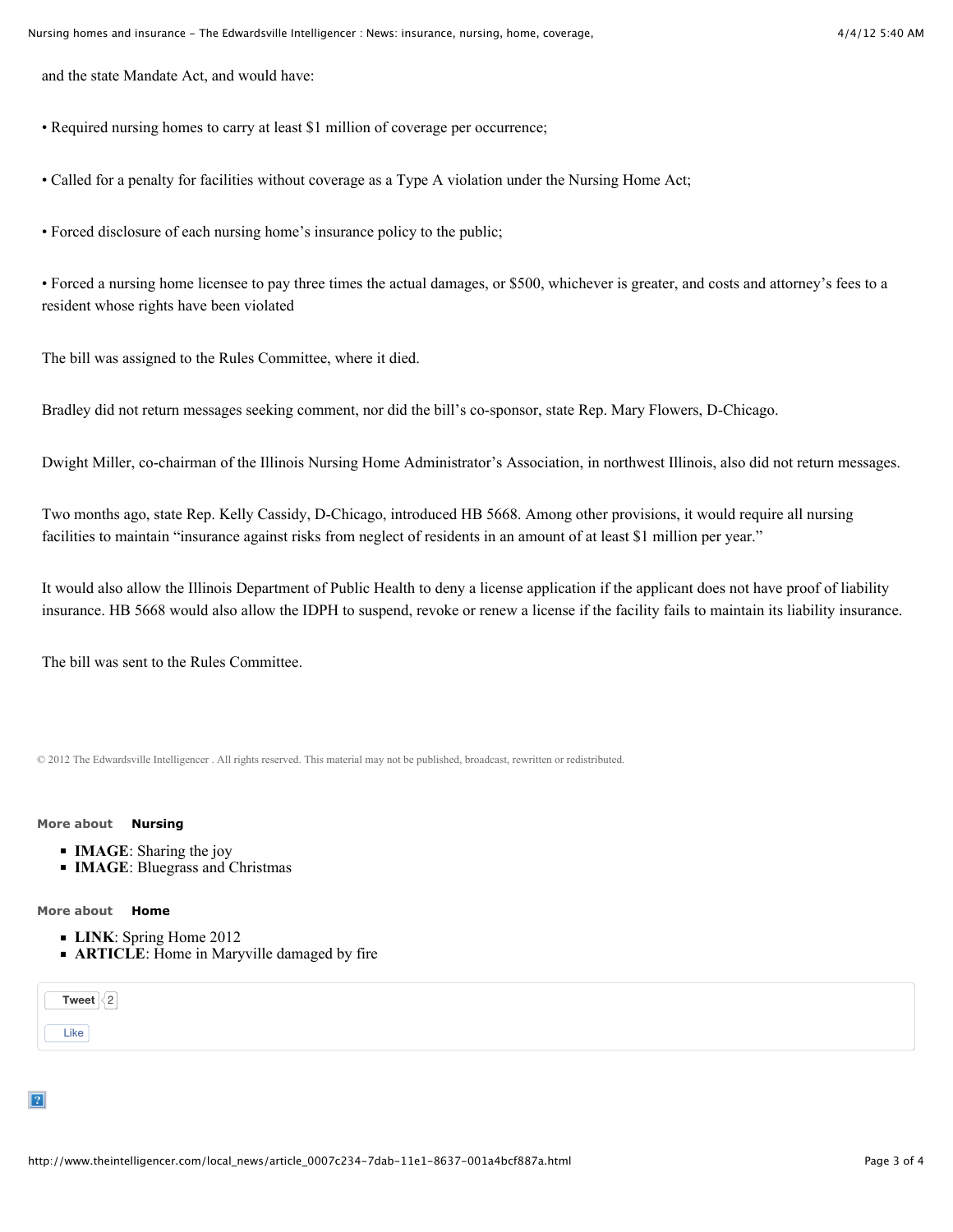and the state Mandate Act, and would have:

• Required nursing homes to carry at least $1 million of coverage per occurrence;

• Called for a penalty for facilities without coverage as a Type A violation under the Nursing Home Act;

• Forced disclosure of each nursing home's insurance policy to the public;

• Forced a nursing home licensee to pay three times the actual damages, or $500, whichever is greater, and costs and attorney's fees to a resident whose rights have been violated

The bill was assigned to the Rules Committee, where it died.

Bradley did not return messages seeking comment, nor did the bill's co-sponsor, state Rep. Mary Flowers, D-Chicago.

Dwight Miller, co-chairman of the Illinois Nursing Home Administrator's Association, in northwest Illinois, also did not return messages.

Two months ago, state Rep. Kelly Cassidy, D-Chicago, introduced HB 5668. Among other provisions, it would require all nursing facilities to maintain "insurance against risks from neglect of residents in an amount of at least $1 million per year."

It would also allow the Illinois Department of Public Health to deny a license application if the applicant does not have proof of liability insurance. HB 5668 would also allow the IDPH to suspend, revoke or renew a license if the facility fails to maintain its liability insurance.

The bill was sent to the Rules Committee.

© 2012 The Edwardsville Intelligencer . All rights reserved. This material may not be published, broadcast, rewritten or redistributed.

**More about Nursing**

- **IMAGE**: Sharing the joy
- **IMAGE**: Bluegrass and Christmas

**More about Home**

- **LINK**: Spring Home 2012
- **ARTICLE**: Home in Maryville damaged by fire

Tweet 2

Like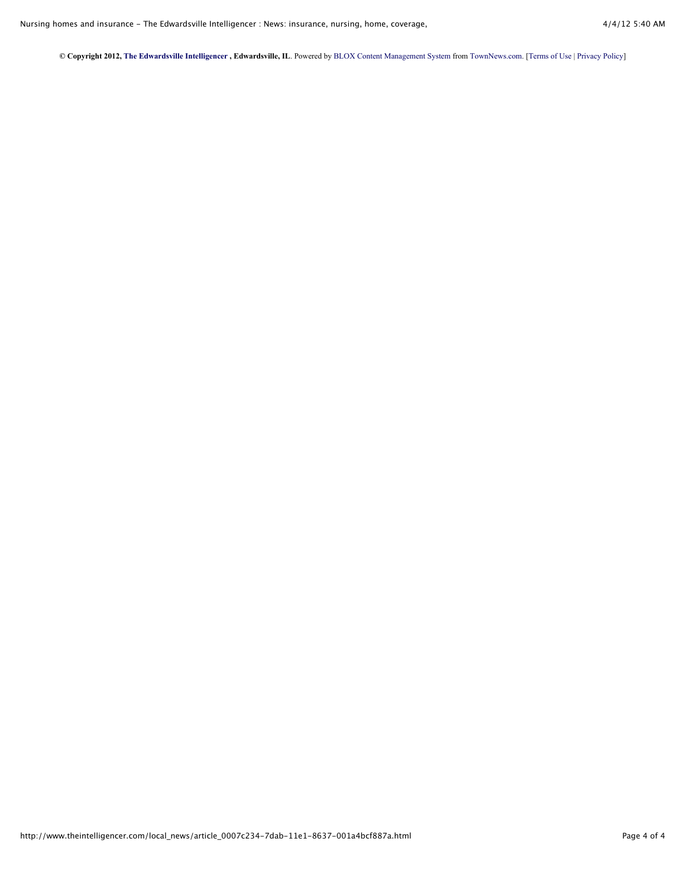**© Copyright 2012, The Edwardsville Intelligencer , Edwardsville, IL**. Powered by BLOX Content Management System from TownNews.com. [Terms of Use | Privacy Policy]